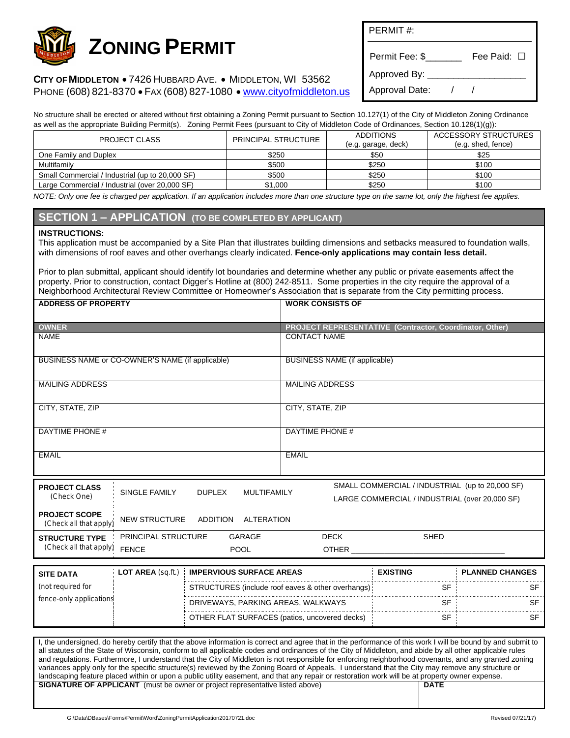# ZONING PERMIT

**CITY OF MIDDLETON** • 7426 HUBBARD AVE. • MIDDLETON, WI 53562
PHONE (608) 821-8370 • FAX (608) 827-1080 • www.cityofmiddleton.us

| PERMIT #: | |
|---|---|
| Permit Fee: $_______ | Fee Paid: ☐ |
| Approved By: ___________________ | |
| Approval Date: / / | |

No structure shall be erected or altered without first obtaining a Zoning Permit pursuant to Section 10.127(1) of the City of Middleton Zoning Ordinance as well as the appropriate Building Permit(s). Zoning Permit Fees (pursuant to City of Middleton Code of Ordinances, Section 10.128(1)(g)):

| PROJECT CLASS | PRINCIPAL STRUCTURE | ADDITIONS (e.g. garage, deck) | ACCESSORY STRUCTURES (e.g. shed, fence) |
|---|---|---|---|
| One Family and Duplex | $250 | $50 | $25 |
| Multifamily | $500 | $250 | $100 |
| Small Commercial / Industrial (up to 20,000 SF) | $500 | $250 | $100 |
| Large Commercial / Industrial (over 20,000 SF) | $1,000 | $250 | $100 |

*NOTE: Only one fee is charged per application. If an application includes more than one structure type on the same lot, only the highest fee applies.*

## SECTION 1 – APPLICATION (TO BE COMPLETED BY APPLICANT)

**INSTRUCTIONS:**
This application must be accompanied by a Site Plan that illustrates building dimensions and setbacks measured to foundation walls, with dimensions of roof eaves and other overhangs clearly indicated. **Fence-only applications may contain less detail.**

Prior to plan submittal, applicant should identify lot boundaries and determine whether any public or private easements affect the property. Prior to construction, contact Digger's Hotline at (800) 242-8511. Some properties in the city require the approval of a Neighborhood Architectural Review Committee or Homeowner's Association that is separate from the City permitting process.

| **ADDRESS OF PROPERTY** | **WORK CONSISTS OF** |
|---|---|
| | |
| **OWNER** | **PROJECT REPRESENTATIVE (Contractor, Coordinator, Other)** |
| NAME | CONTACT NAME |
| BUSINESS NAME or CO-OWNER'S NAME (if applicable) | BUSINESS NAME (if applicable) |
| MAILING ADDRESS | MAILING ADDRESS |
| CITY, STATE, ZIP | CITY, STATE, ZIP |
| DAYTIME PHONE # | DAYTIME PHONE # |
| EMAIL | EMAIL |

| | | | | |
|---|---|---|---|---|
| **PROJECT CLASS** (Check One) | SINGLE FAMILY | DUPLEX | MULTIFAMILY | SMALL COMMERCIAL / INDUSTRIAL (up to 20,000 SF) / LARGE COMMERCIAL / INDUSTRIAL (over 20,000 SF) |
| **PROJECT SCOPE** (Check all that apply) | NEW STRUCTURE | ADDITION | ALTERATION | |
| **STRUCTURE TYPE** (Check all that apply) | PRINCIPAL STRUCTURE / FENCE | GARAGE / POOL | DECK / OTHER ________ | SHED |

| **SITE DATA** (not required for fence-only applications) | **LOT AREA** (sq.ft.) | **IMPERVIOUS SURFACE AREAS** | **EXISTING** | **PLANNED CHANGES** |
|---|---|---|---|---|
| | | STRUCTURES (include roof eaves & other overhangs) | SF | SF |
| | | DRIVEWAYS, PARKING AREAS, WALKWAYS | SF | SF |
| | | OTHER FLAT SURFACES (patios, uncovered decks) | SF | SF |

I, the undersigned, do hereby certify that the above information is correct and agree that in the performance of this work I will be bound by and submit to all statutes of the State of Wisconsin, conform to all applicable codes and ordinances of the City of Middleton, and abide by all other applicable rules and regulations. Furthermore, I understand that the City of Middleton is not responsible for enforcing neighborhood covenants, and any granted zoning variances apply only for the specific structure(s) reviewed by the Zoning Board of Appeals. I understand that the City may remove any structure or landscaping feature placed within or upon a public utility easement, and that any repair or restoration work will be at property owner expense.

| **SIGNATURE OF APPLICANT** (must be owner or project representative listed above) | **DATE** |
|---|---|
| | |

G:\Data\DBases\Forms\Permit\Word\ZoningPermitApplication20170721.doc Revised 07/21/17)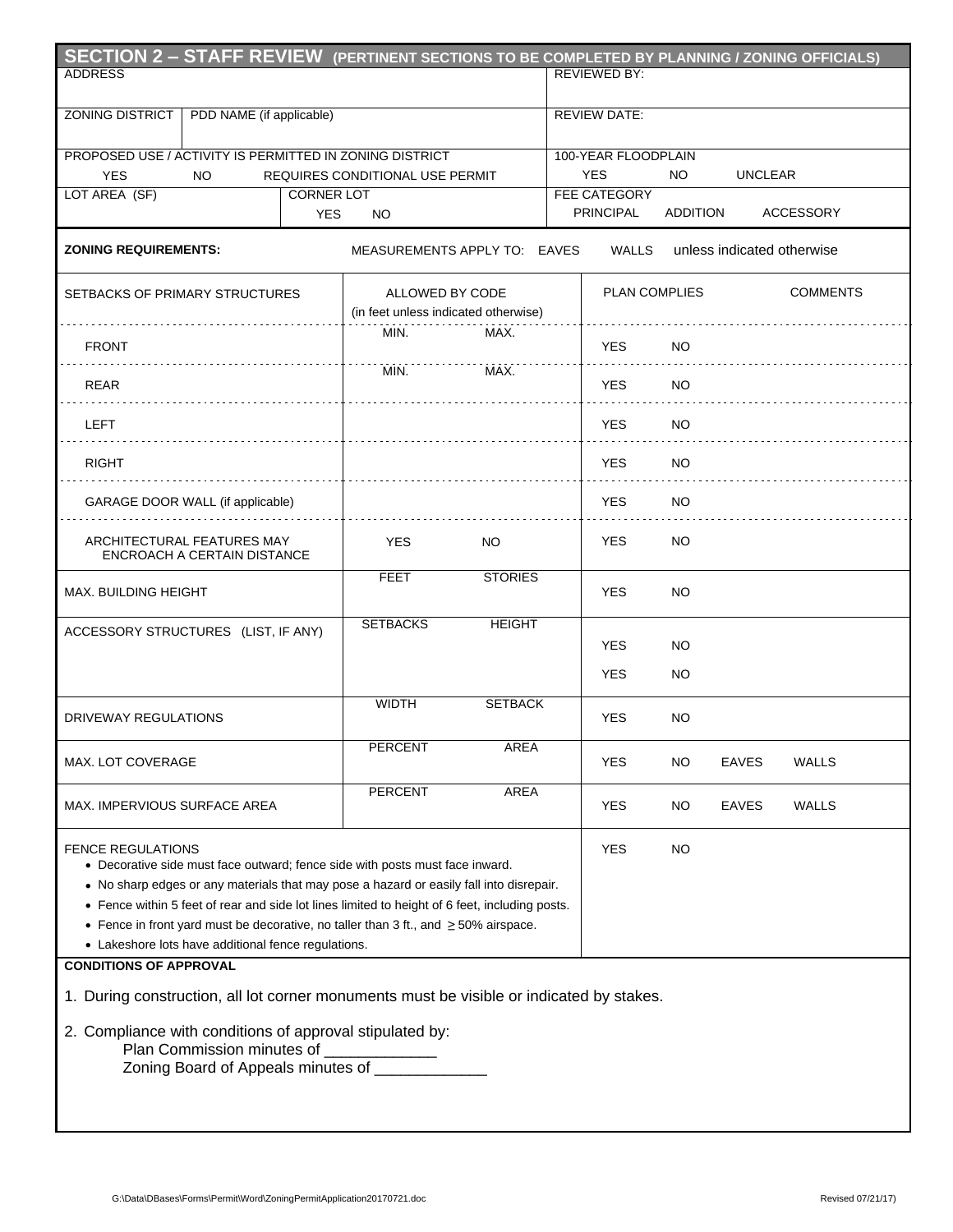## SECTION 2 – STAFF REVIEW (PERTINENT SECTIONS TO BE COMPLETED BY PLANNING / ZONING OFFICIALS)

| | | |
|---|---|---|
| ADDRESS | | REVIEWED BY: |
| ZONING DISTRICT | PDD NAME (if applicable) | REVIEW DATE: |
| PROPOSED USE / ACTIVITY IS PERMITTED IN ZONING DISTRICT<br>YES NO REQUIRES CONDITIONAL USE PERMIT | | 100-YEAR FLOODPLAIN<br>YES NO UNCLEAR |
| LOT AREA (SF) | CORNER LOT<br>YES NO | FEE CATEGORY<br>PRINCIPAL ADDITION ACCESSORY |

**ZONING REQUIREMENTS:** MEASUREMENTS APPLY TO: EAVES WALLS unless indicated otherwise

| SETBACKS OF PRIMARY STRUCTURES | ALLOWED BY CODE (in feet unless indicated otherwise) | | PLAN COMPLIES | | COMMENTS |
|---|---|---|---|---|---|
| FRONT | MIN. | MAX. | YES | NO | |
| REAR | MIN. | MAX. | YES | NO | |
| LEFT | | | YES | NO | |
| RIGHT | | | YES | NO | |
| GARAGE DOOR WALL (if applicable) | | | YES | NO | |
| ARCHITECTURAL FEATURES MAY ENCROACH A CERTAIN DISTANCE | YES | NO | YES | NO | |
| MAX. BUILDING HEIGHT | FEET | STORIES | YES | NO | |
| ACCESSORY STRUCTURES (LIST, IF ANY) | SETBACKS | HEIGHT | YES | NO | |
| | | | YES | NO | |
| DRIVEWAY REGULATIONS | WIDTH | SETBACK | YES | NO | |
| MAX. LOT COVERAGE | PERCENT | AREA | YES | NO | EAVES WALLS |
| MAX. IMPERVIOUS SURFACE AREA | PERCENT | AREA | YES | NO | EAVES WALLS |
| FENCE REGULATIONS | | | YES | NO | |

- Decorative side must face outward; fence side with posts must face inward.
- No sharp edges or any materials that may pose a hazard or easily fall into disrepair.
- Fence within 5 feet of rear and side lot lines limited to height of 6 feet, including posts.
- Fence in front yard must be decorative, no taller than 3 ft., and ≥ 50% airspace.
- Lakeshore lots have additional fence regulations.

**CONDITIONS OF APPROVAL**

1. During construction, all lot corner monuments must be visible or indicated by stakes.
2. Compliance with conditions of approval stipulated by:
   Plan Commission minutes of _____________
   Zoning Board of Appeals minutes of _____________

G:\Data\DBases\Forms\Permit\Word\ZoningPermitApplication20170721.doc Revised 07/21/17)